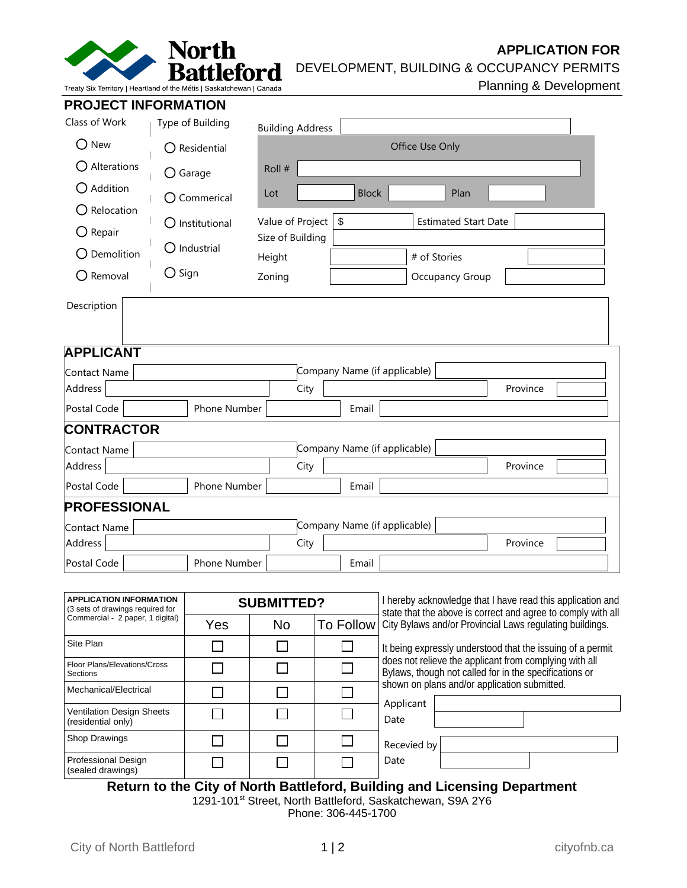North Battleford

Treaty Six Territory | Heartland of the Métis | Saskatchewan | Canada

# APPLICATION FOR

DEVELOPMENT, BUILDING & OCCUPANCY PERMITS

Planning & Development

## PROJECT INFORMATION

| Class of Work | Type of Building |
|---|---|
| ○ New | ○ Residential |
| ○ Alterations | ○ Garage |
| ○ Addition | ○ Commerical |
| ○ Relocation | ○ Institutional |
| ○ Repair | ○ Industrial |
| ○ Demolition | ○ Sign |
| ○ Removal | |

Building Address

Office Use Only

Roll #

Lot | Block | Plan

Value of Project $ | Estimated Start Date

Size of Building

Height | # of Stories

Zoning | Occupancy Group

Description

## APPLICANT

Contact Name | Company Name (if applicable)

Address | City | Province

Postal Code | Phone Number | Email

## CONTRACTOR

Contact Name | Company Name (if applicable)

Address | City | Province

Postal Code | Phone Number | Email

## PROFESSIONAL

Contact Name | Company Name (if applicable)

Address | City | Province

Postal Code | Phone Number | Email

| **APPLICATION INFORMATION** (3 sets of drawings required for Commercial - 2 paper, 1 digital) | **SUBMITTED?** | | |
|---|---|---|---|
| | Yes | No | To Follow |
| Site Plan | ☐ | ☐ | ☐ |
| Floor Plans/Elevations/Cross Sections | ☐ | ☐ | ☐ |
| Mechanical/Electrical | ☐ | ☐ | ☐ |
| Ventilation Design Sheets (residential only) | ☐ | ☐ | ☐ |
| Shop Drawings | ☐ | ☐ | ☐ |
| Professional Design (sealed drawings) | ☐ | ☐ | ☐ |

I hereby acknowledge that I have read this application and state that the above is correct and agree to comply with all City Bylaws and/or Provincial Laws regulating buildings.

It being expressly understood that the issuing of a permit does not relieve the applicant from complying with all Bylaws, though not called for in the specifications or shown on plans and/or application submitted.

Applicant

Date

Recevied by

Date

**Return to the City of North Battleford, Building and Licensing Department**

1291-101st Street, North Battleford, Saskatchewan, S9A 2Y6

Phone: 306-445-1700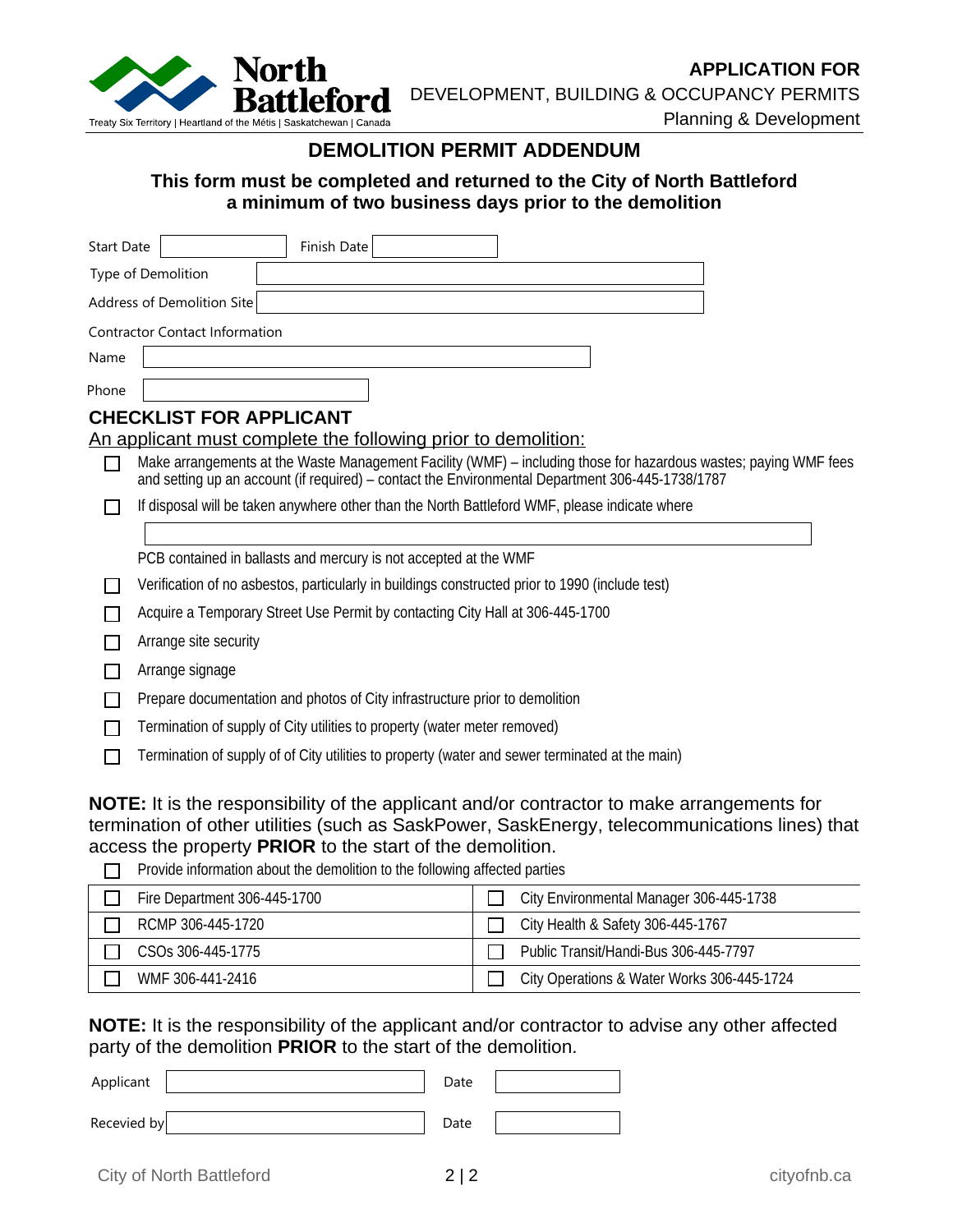**APPLICATION FOR**

DEVELOPMENT, BUILDING & OCCUPANCY PERMITS

Planning & Development

North Battleford

Treaty Six Territory | Heartland of the Métis | Saskatchewan | Canada

## DEMOLITION PERMIT ADDENDUM

**This form must be completed and returned to the City of North Battleford a minimum of two business days prior to the demolition**

Start Date ____________ Finish Date ____________

Type of Demolition ______________________________

Address of Demolition Site ______________________________

Contractor Contact Information

Name ______________________________

Phone ______________________________

### CHECKLIST FOR APPLICANT

An applicant must complete the following prior to demolition:

- [ ] Make arrangements at the Waste Management Facility (WMF) – including those for hazardous wastes; paying WMF fees and setting up an account (if required) – contact the Environmental Department 306-445-1738/1787
- [ ] If disposal will be taken anywhere other than the North Battleford WMF, please indicate where

  ______________________________

  PCB contained in ballasts and mercury is not accepted at the WMF
- [ ] Verification of no asbestos, particularly in buildings constructed prior to 1990 (include test)
- [ ] Acquire a Temporary Street Use Permit by contacting City Hall at 306-445-1700
- [ ] Arrange site security
- [ ] Arrange signage
- [ ] Prepare documentation and photos of City infrastructure prior to demolition
- [ ] Termination of supply of City utilities to property (water meter removed)
- [ ] Termination of supply of of City utilities to property (water and sewer terminated at the main)

**NOTE:** It is the responsibility of the applicant and/or contractor to make arrangements for termination of other utilities (such as SaskPower, SaskEnergy, telecommunications lines) that access the property **PRIOR** to the start of the demolition.

- [ ] Provide information about the demolition to the following affected parties

| | |
|---|---|
| ☐ Fire Department 306-445-1700 | ☐ City Environmental Manager 306-445-1738 |
| ☐ RCMP 306-445-1720 | ☐ City Health & Safety 306-445-1767 |
| ☐ CSOs 306-445-1775 | ☐ Public Transit/Handi-Bus 306-445-7797 |
| ☐ WMF 306-441-2416 | ☐ City Operations & Water Works 306-445-1724 |

**NOTE:** It is the responsibility of the applicant and/or contractor to advise any other affected party of the demolition **PRIOR** to the start of the demolition.

Applicant ______________________________ Date ____________

Recevied by ______________________________ Date ____________